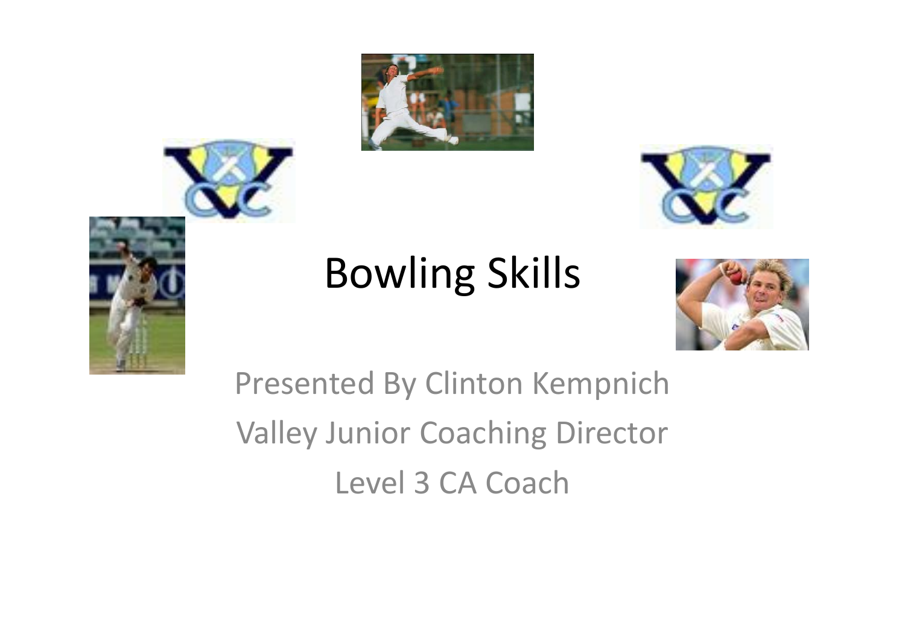# Bowling Skills

Presented By Clinton Kempnich

Valley Junior Coaching Director

Level 3 CA Coach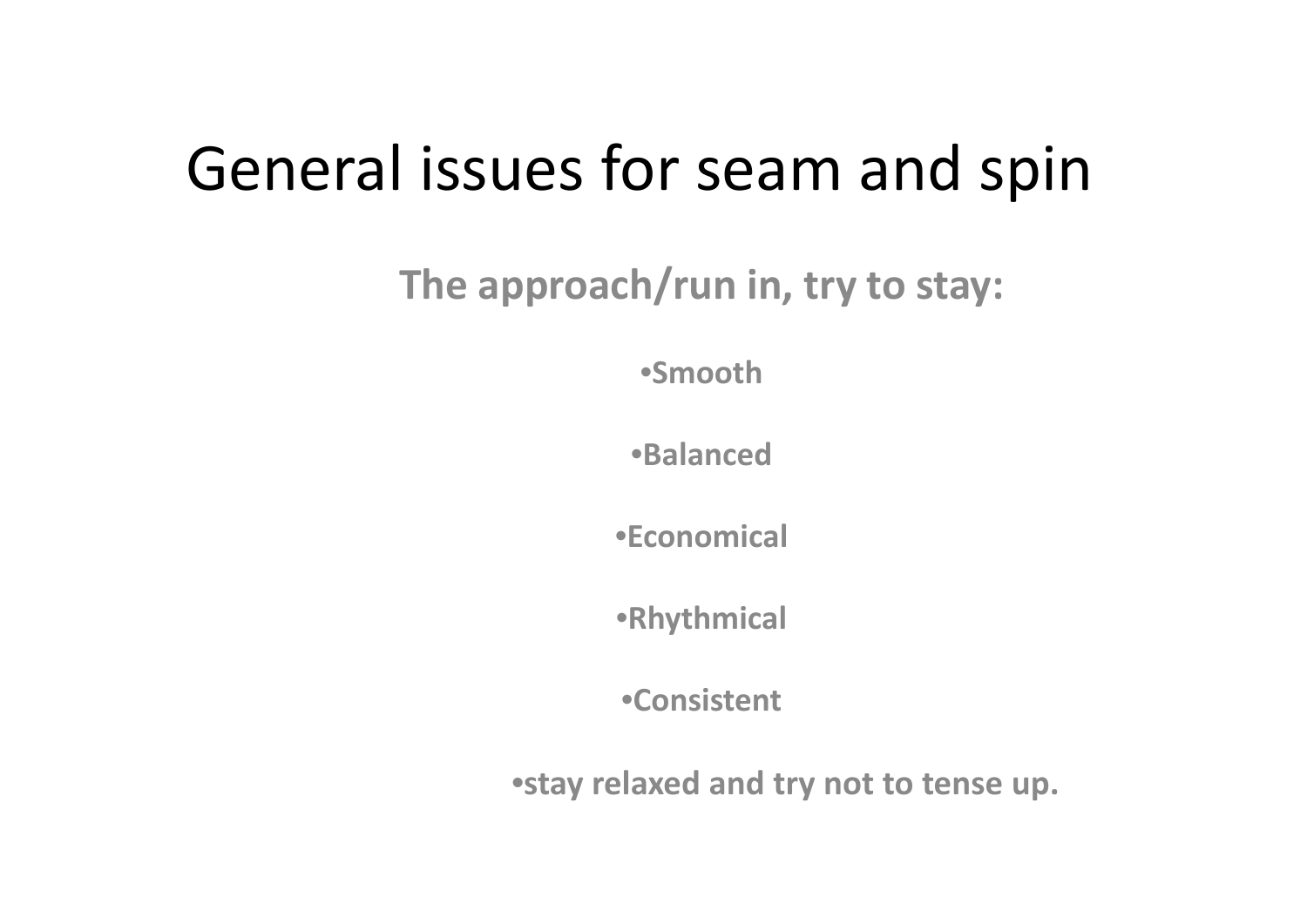# General issues for seam and spin

**The approach/run in, try to stay:**

- **Smooth**
- **Balanced**
- **Economical**
- **Rhythmical**
- **Consistent**
- **stay relaxed and try not to tense up.**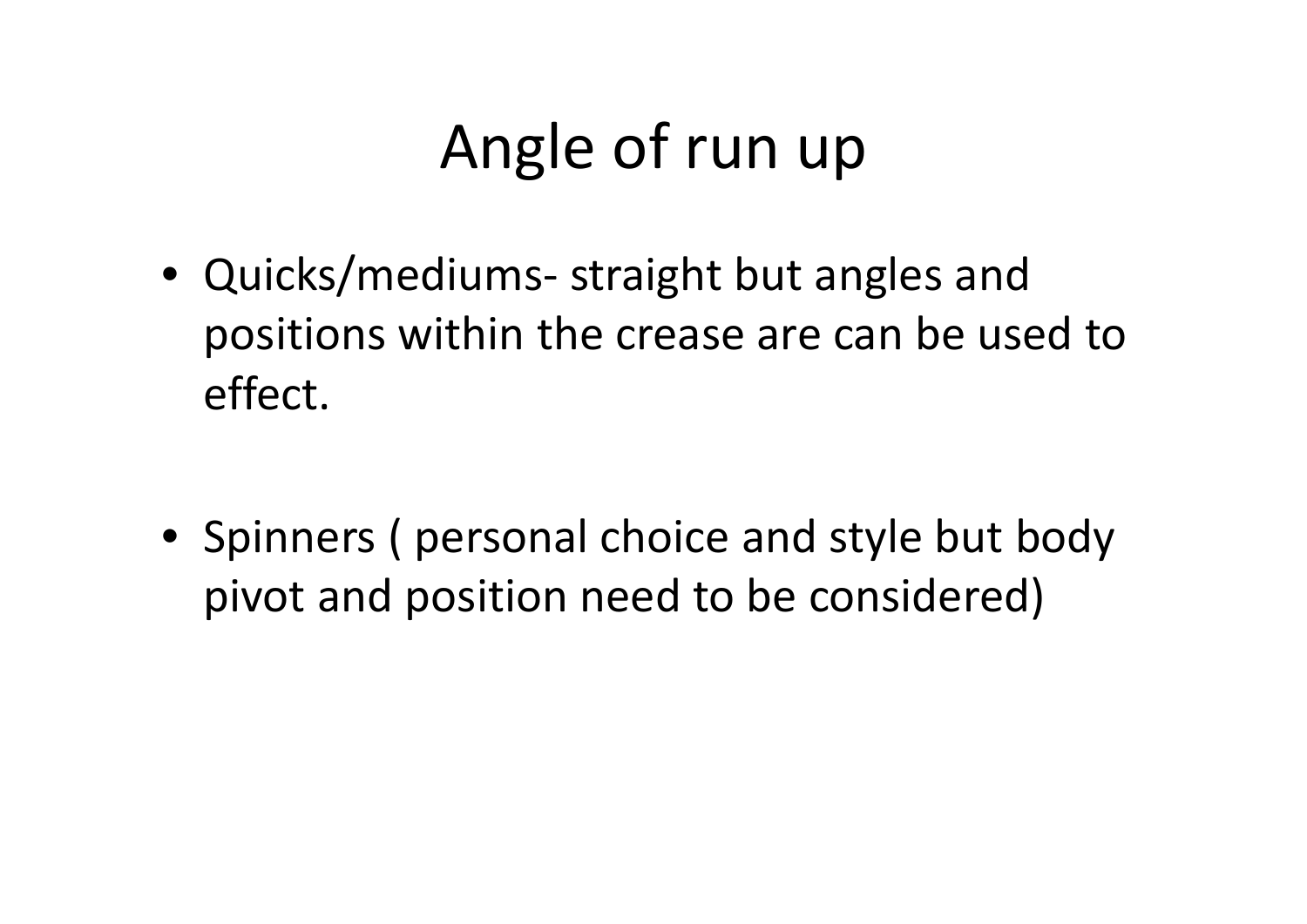# Angle of run up

- Quicks/mediums- straight but angles and positions within the crease are can be used to effect.

- Spinners ( personal choice and style but body pivot and position need to be considered)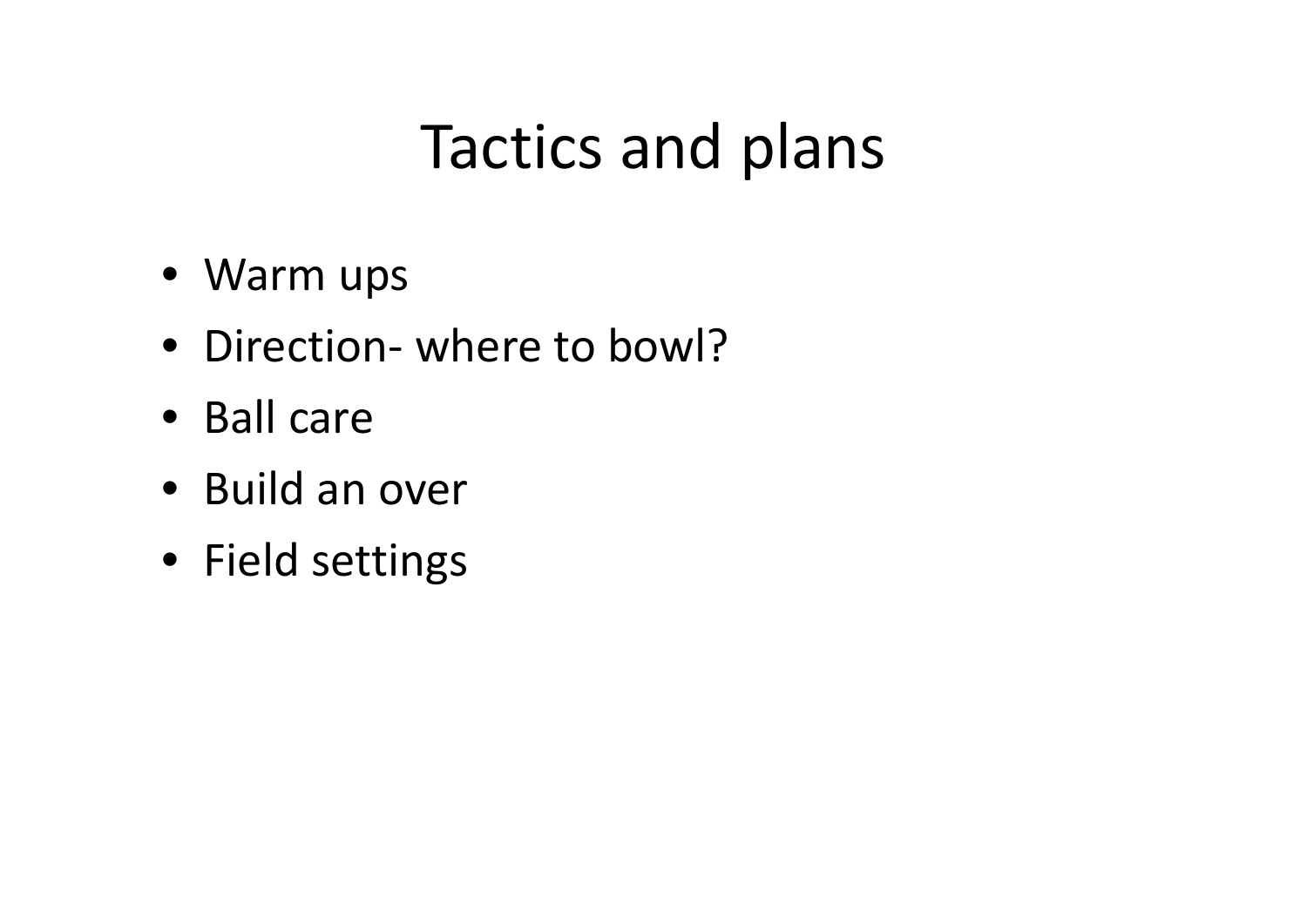# Tactics and plans

- Warm ups
- Direction- where to bowl?
- Ball care
- Build an over
- Field settings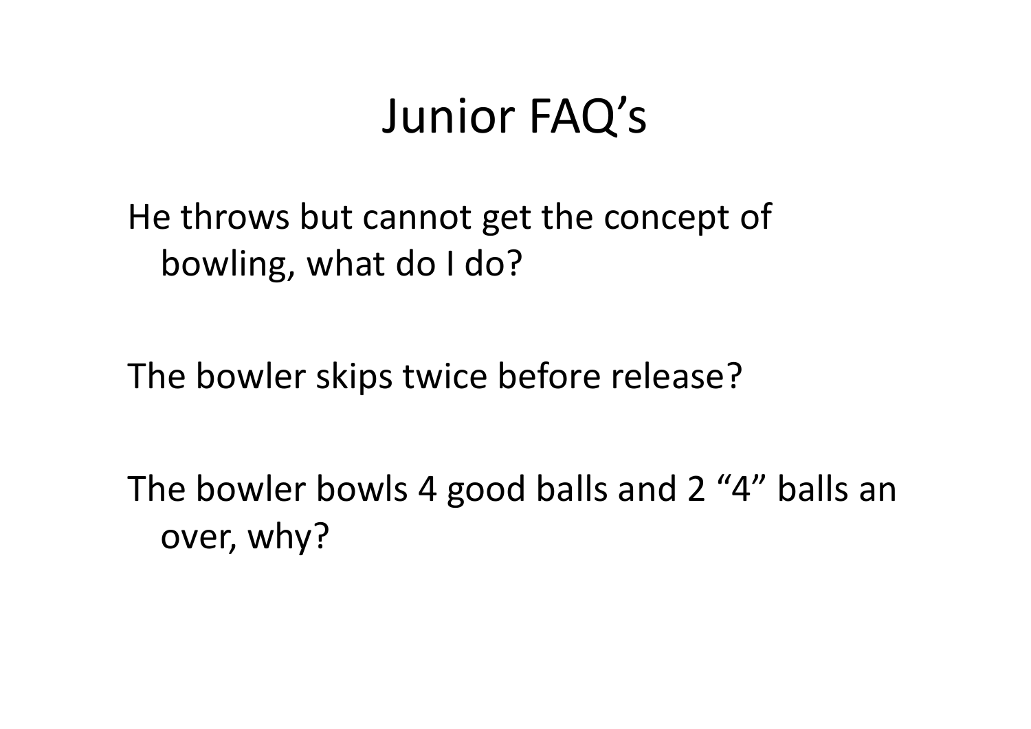# Junior FAQ's

He throws but cannot get the concept of bowling, what do I do?

The bowler skips twice before release?

The bowler bowls 4 good balls and 2 "4" balls an over, why?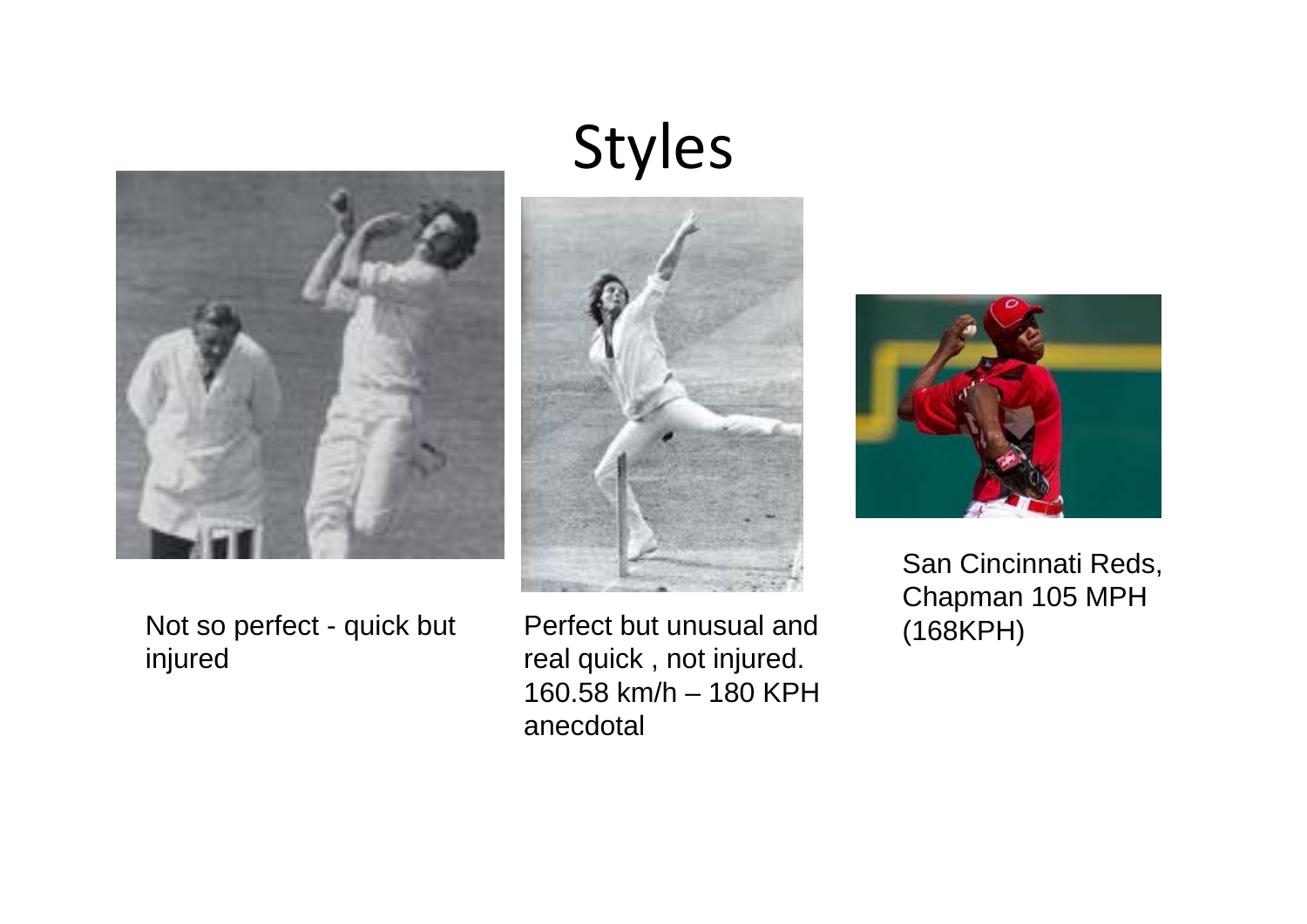# Styles

Not so perfect - quick but injured

Perfect but unusual and real quick , not injured. 160.58 km/h – 180 KPH anecdotal

San Cincinnati Reds, Chapman 105 MPH (168KPH)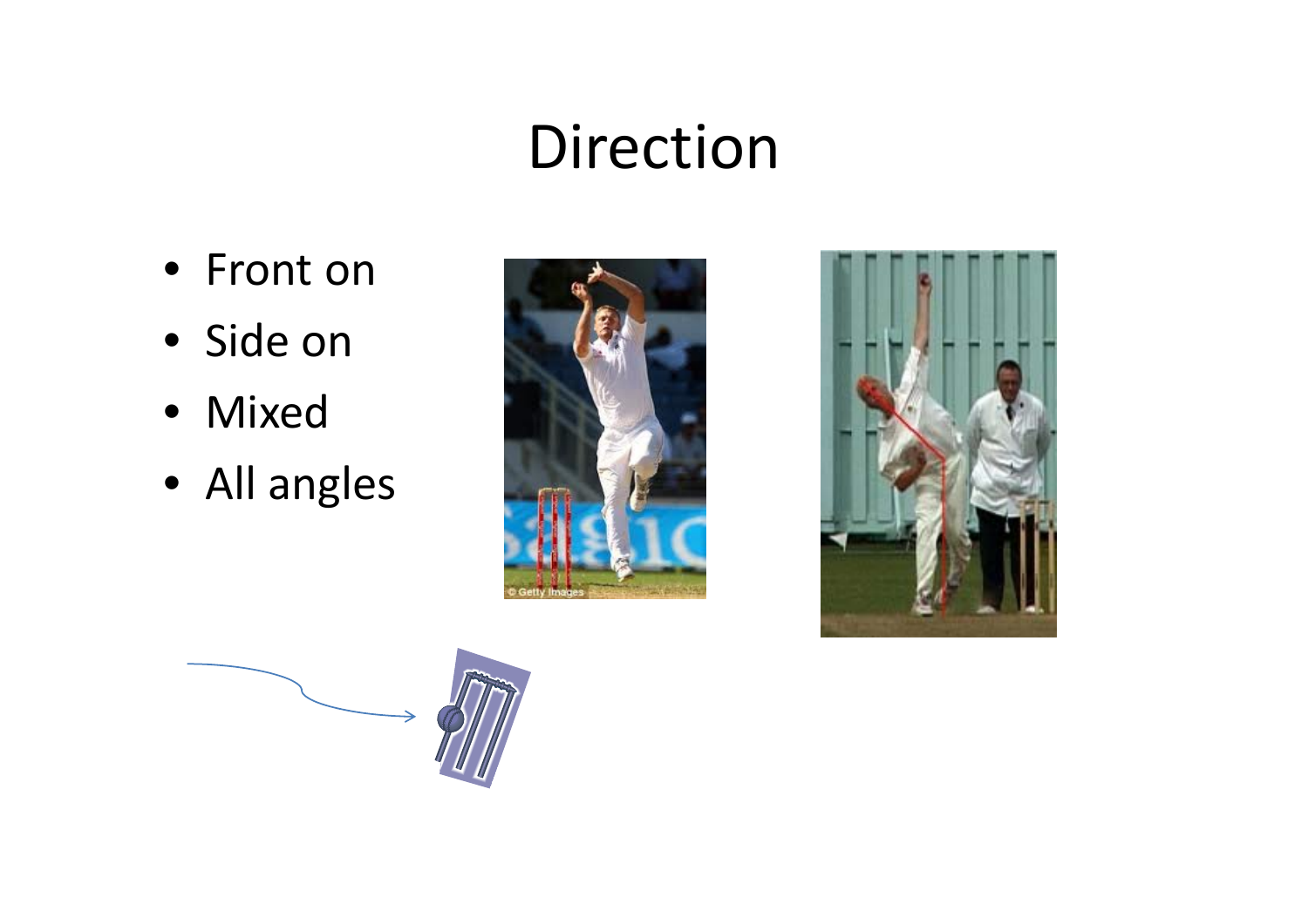# Direction

- Front on
- Side on
- Mixed
- All angles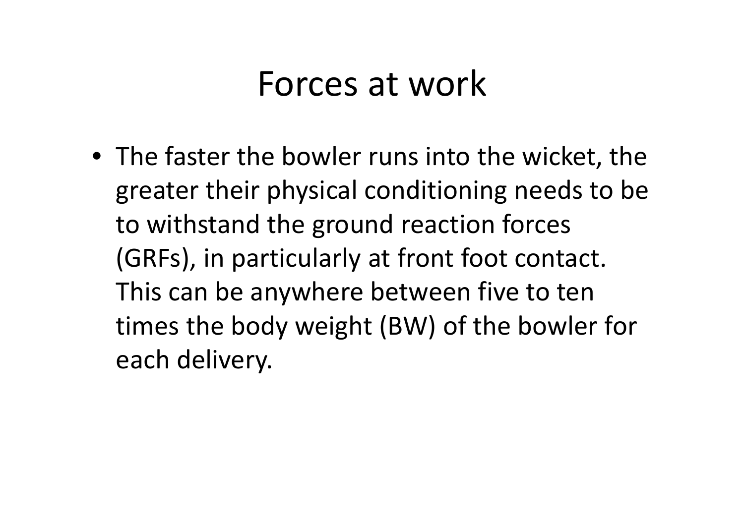# Forces at work

- The faster the bowler runs into the wicket, the greater their physical conditioning needs to be to withstand the ground reaction forces (GRFs), in particularly at front foot contact. This can be anywhere between five to ten times the body weight (BW) of the bowler for each delivery.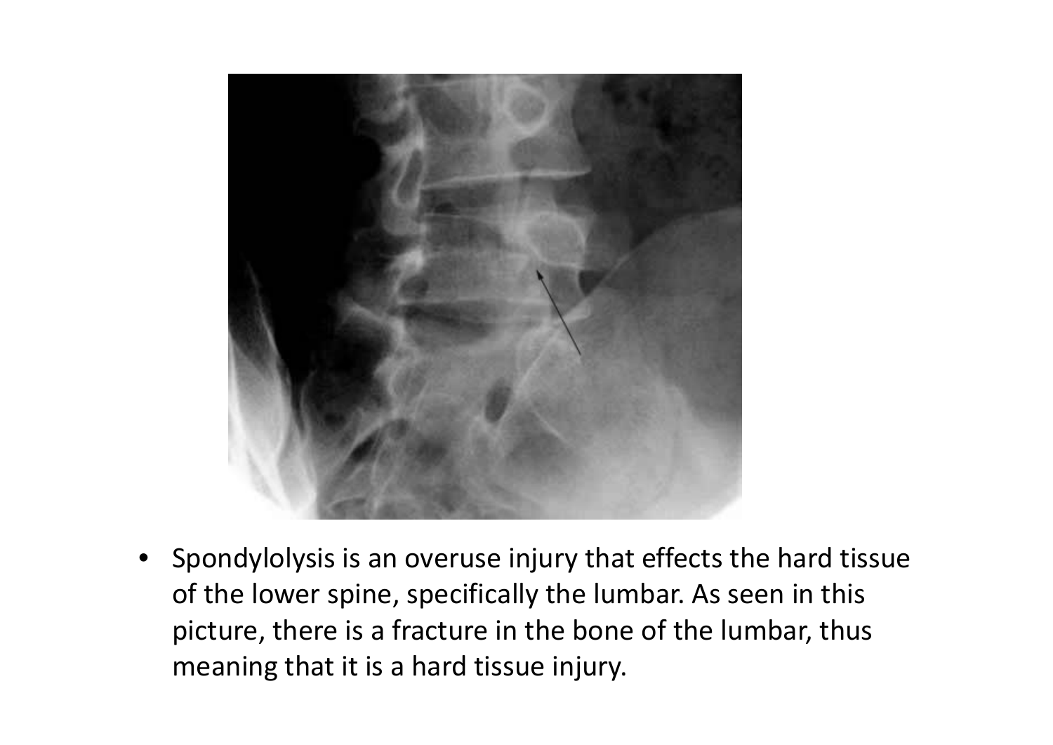- Spondylolysis is an overuse injury that effects the hard tissue of the lower spine, specifically the lumbar. As seen in this picture, there is a fracture in the bone of the lumbar, thus meaning that it is a hard tissue injury.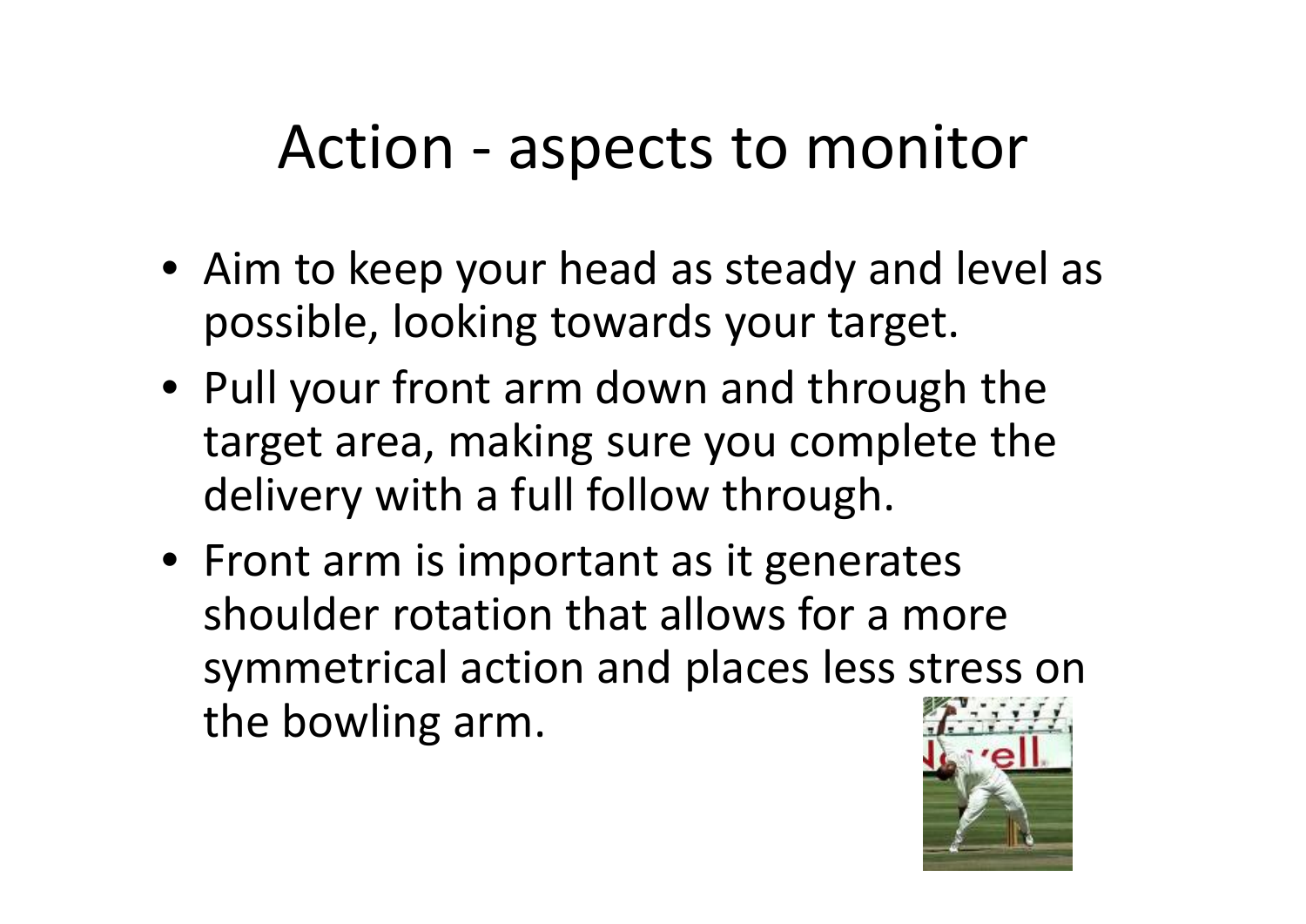# Action - aspects to monitor

- Aim to keep your head as steady and level as possible, looking towards your target.
- Pull your front arm down and through the target area, making sure you complete the delivery with a full follow through.
- Front arm is important as it generates shoulder rotation that allows for a more symmetrical action and places less stress on the bowling arm.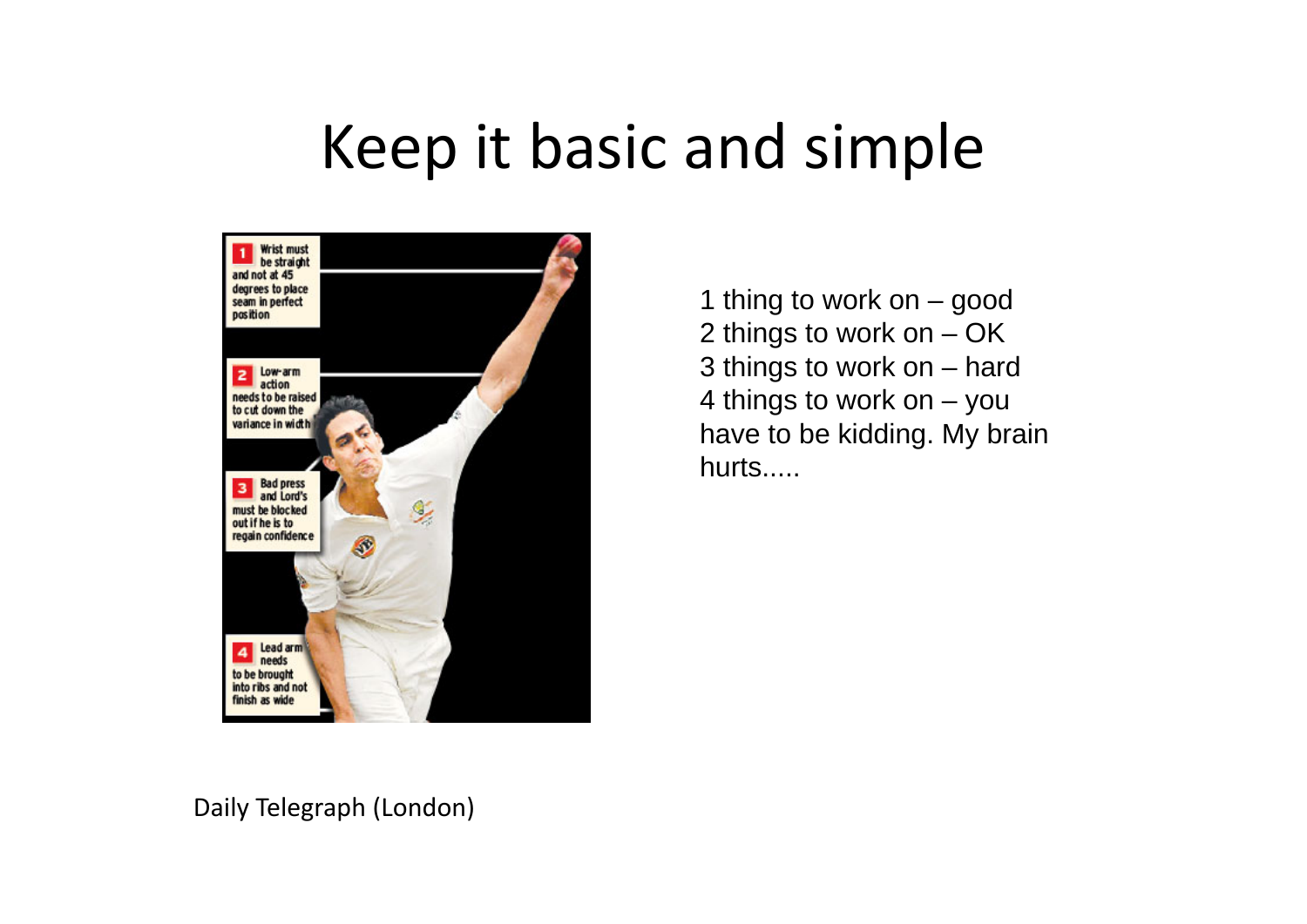# Keep it basic and simple

1 Wrist must be straight and not at 45 degrees to place seam in perfect position

2 Low-arm action needs to be raised to cut down the variance in width

3 Bad press and Lord's must be blocked out if he is to regain confidence

4 Lead arm needs to be brought into ribs and not finish as wide

1 thing to work on – good
2 things to work on – OK
3 things to work on – hard
4 things to work on – you have to be kidding. My brain hurts.....

Daily Telegraph (London)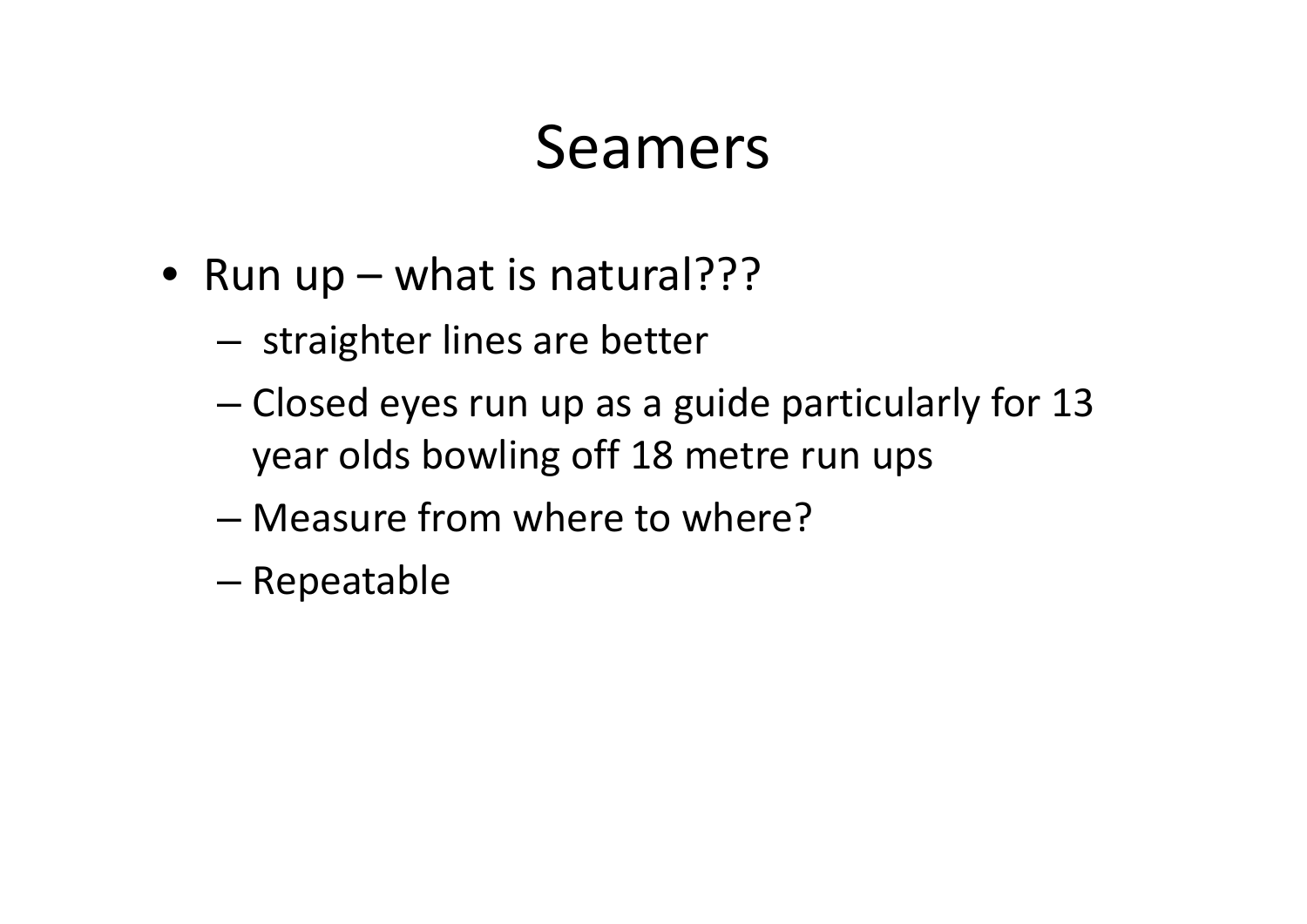# Seamers

- Run up – what is natural???
  - straighter lines are better
  - Closed eyes run up as a guide particularly for 13 year olds bowling off 18 metre run ups
  - Measure from where to where?
  - Repeatable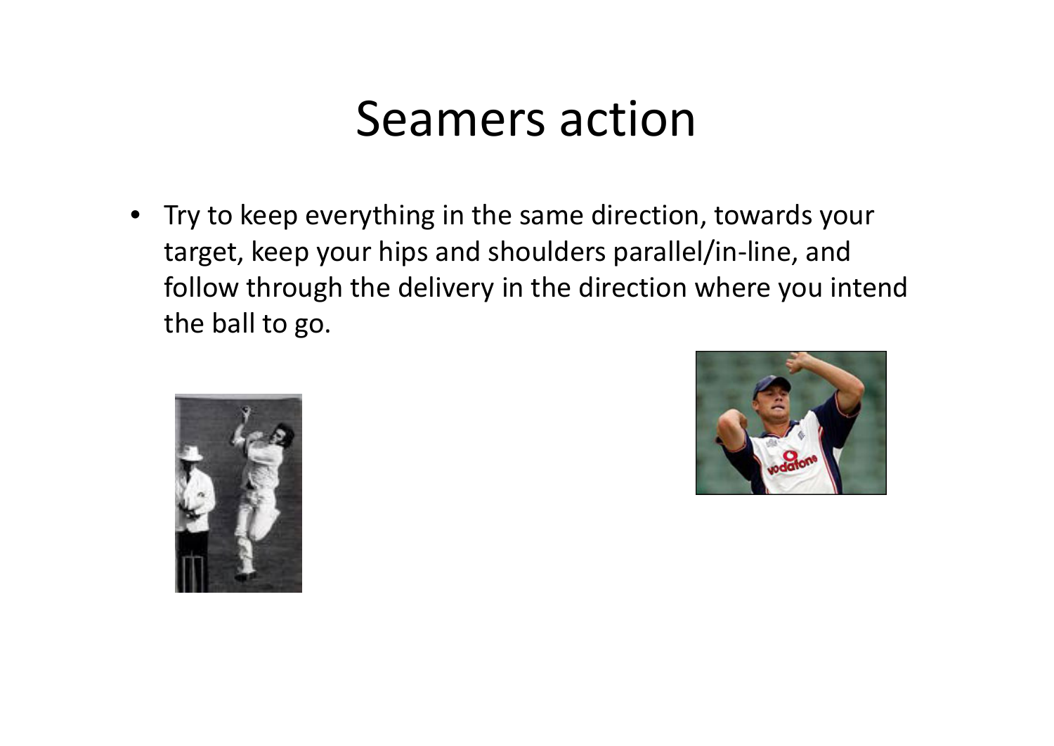# Seamers action

- Try to keep everything in the same direction, towards your target, keep your hips and shoulders parallel/in-line, and follow through the delivery in the direction where you intend the ball to go.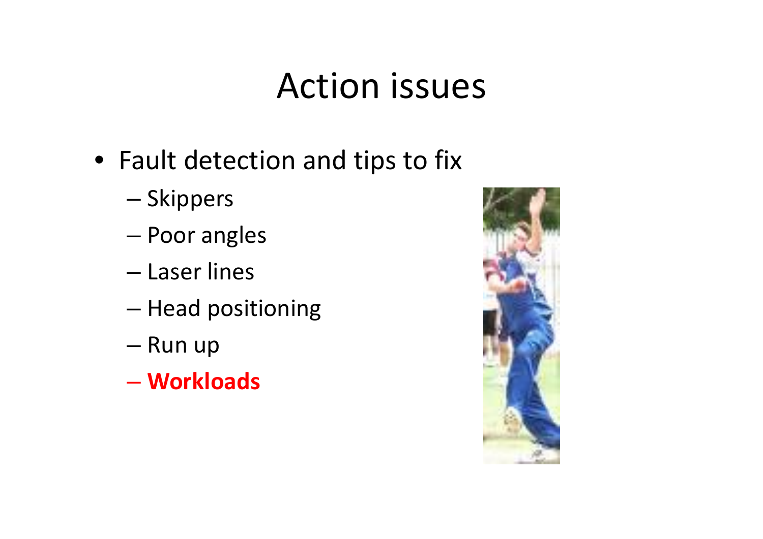# Action issues

- Fault detection and tips to fix
  - Skippers
  - Poor angles
  - Laser lines
  - Head positioning
  - Run up
  - **Workloads**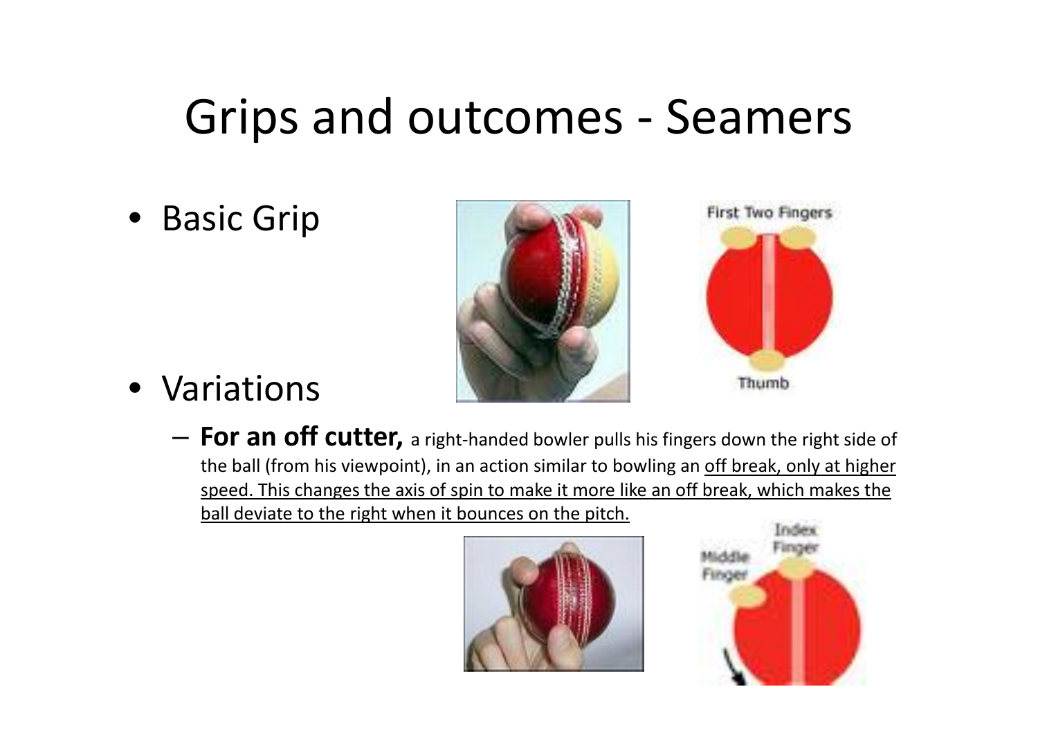# Grips and outcomes - Seamers

- Basic Grip

First Two Fingers

Thumb

- Variations
  - **For an off cutter,** a right-handed bowler pulls his fingers down the right side of the ball (from his viewpoint), in an action similar to bowling an off break, only at higher speed. This changes the axis of spin to make it more like an off break, which makes the ball deviate to the right when it bounces on the pitch.

Index Finger

Middle Finger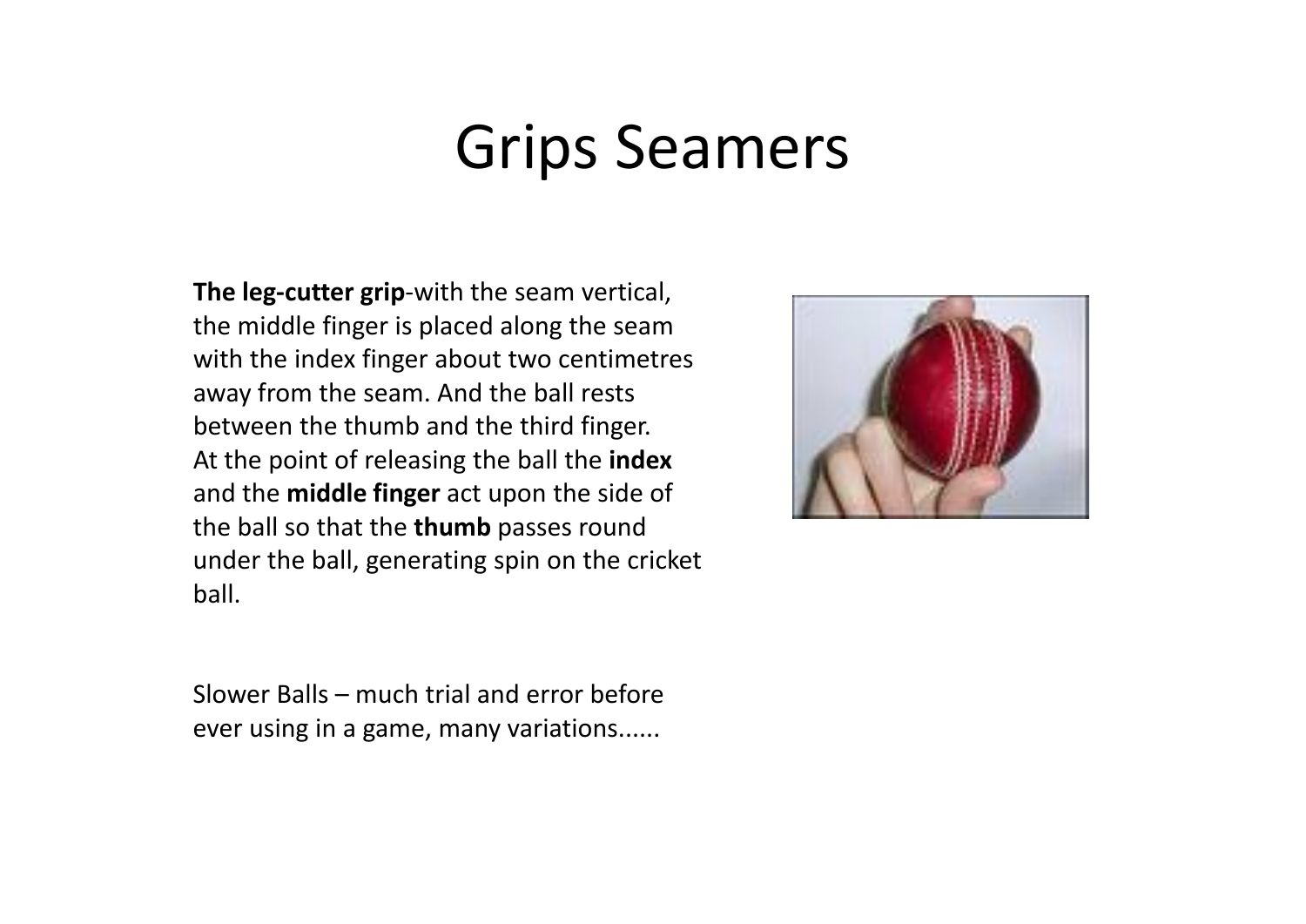# Grips Seamers

**The leg-cutter grip**-with the seam vertical, the middle finger is placed along the seam with the index finger about two centimetres away from the seam. And the ball rests between the thumb and the third finger. At the point of releasing the ball the **index** and the **middle finger** act upon the side of the ball so that the **thumb** passes round under the ball, generating spin on the cricket ball.

Slower Balls – much trial and error before ever using in a game, many variations......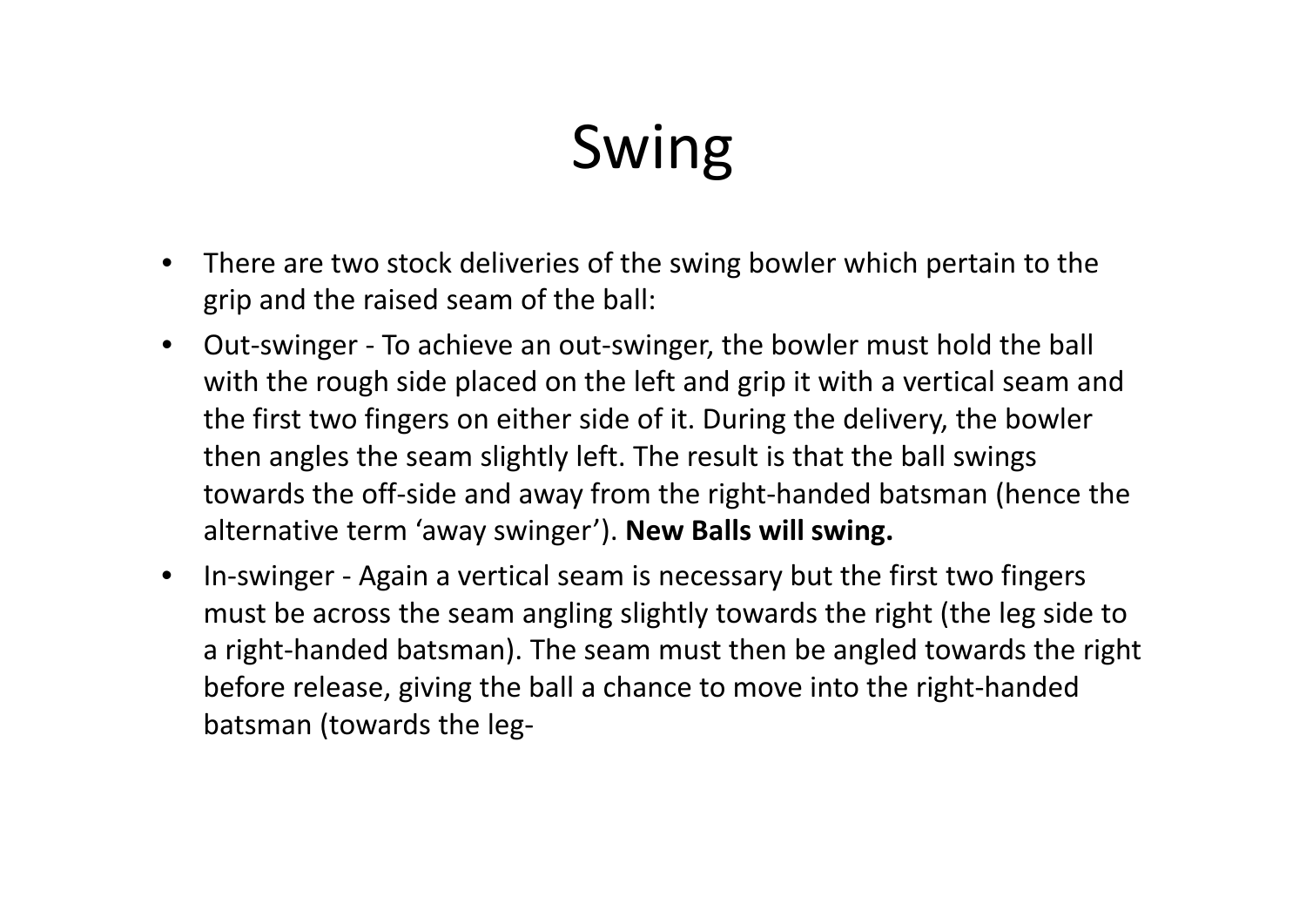# Swing

- There are two stock deliveries of the swing bowler which pertain to the grip and the raised seam of the ball:
- Out-swinger - To achieve an out-swinger, the bowler must hold the ball with the rough side placed on the left and grip it with a vertical seam and the first two fingers on either side of it. During the delivery, the bowler then angles the seam slightly left. The result is that the ball swings towards the off-side and away from the right-handed batsman (hence the alternative term 'away swinger'). **New Balls will swing.**
- In-swinger - Again a vertical seam is necessary but the first two fingers must be across the seam angling slightly towards the right (the leg side to a right-handed batsman). The seam must then be angled towards the right before release, giving the ball a chance to move into the right-handed batsman (towards the leg-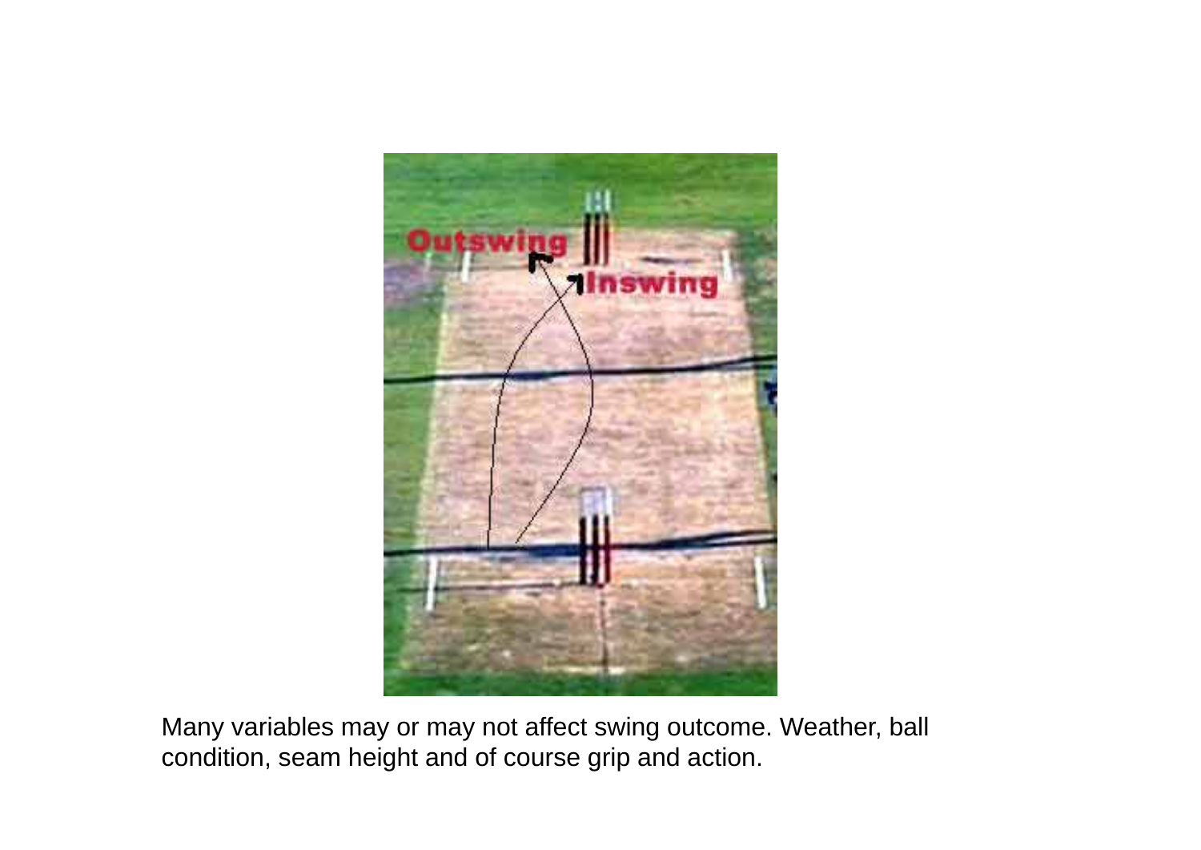Many variables may or may not affect swing outcome. Weather, ball condition, seam height and of course grip and action.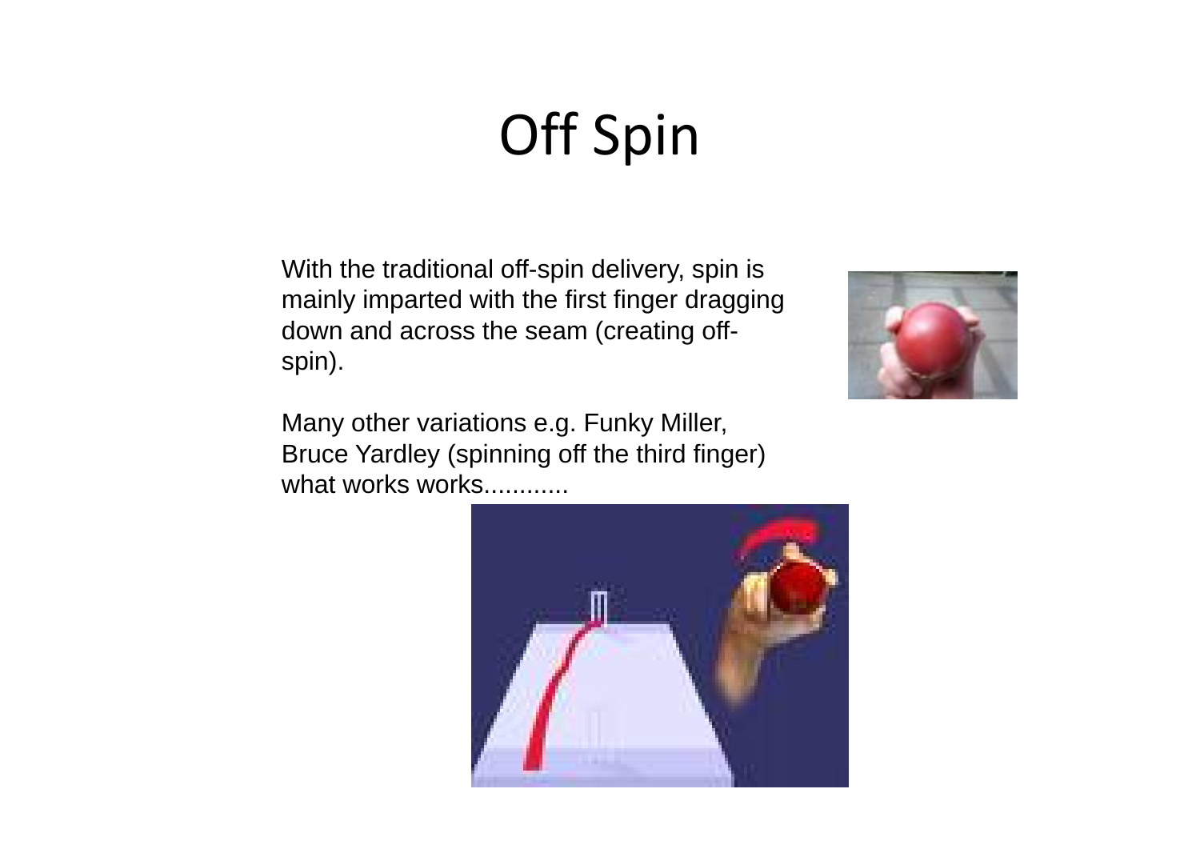# Off Spin

With the traditional off-spin delivery, spin is mainly imparted with the first finger dragging down and across the seam (creating off-spin).

Many other variations e.g. Funky Miller, Bruce Yardley (spinning off the third finger) what works works............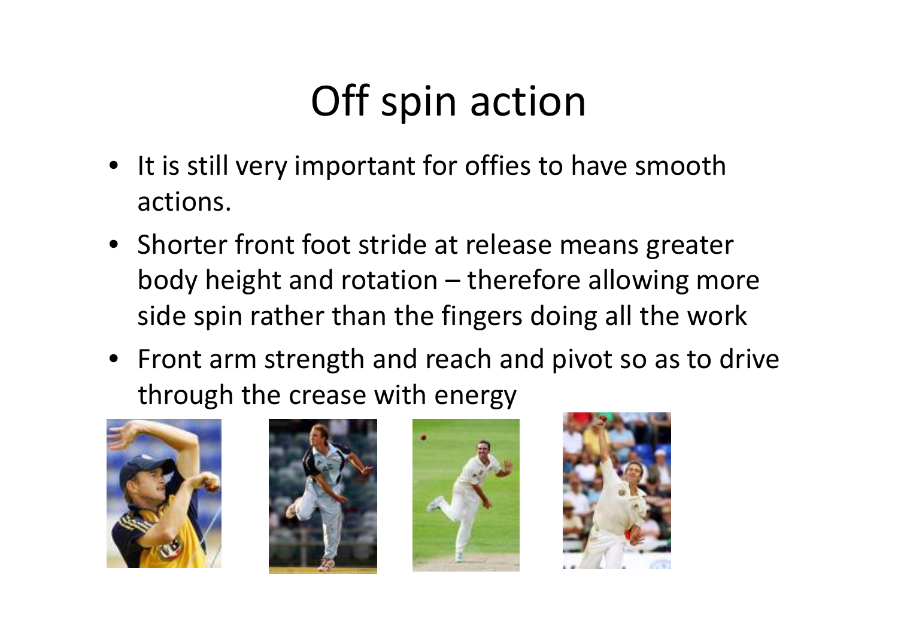# Off spin action

- It is still very important for offies to have smooth actions.
- Shorter front foot stride at release means greater body height and rotation – therefore allowing more side spin rather than the fingers doing all the work
- Front arm strength and reach and pivot so as to drive through the crease with energy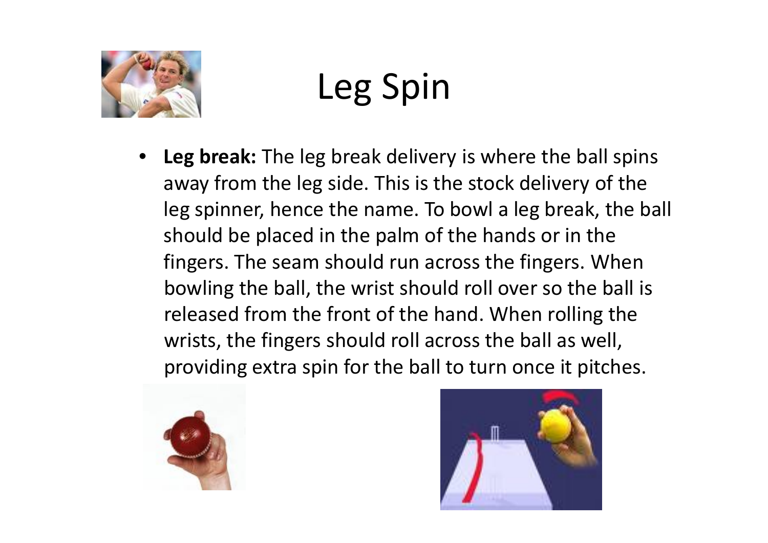# Leg Spin

- **Leg break:** The leg break delivery is where the ball spins away from the leg side. This is the stock delivery of the leg spinner, hence the name. To bowl a leg break, the ball should be placed in the palm of the hands or in the fingers. The seam should run across the fingers. When bowling the ball, the wrist should roll over so the ball is released from the front of the hand. When rolling the wrists, the fingers should roll across the ball as well, providing extra spin for the ball to turn once it pitches.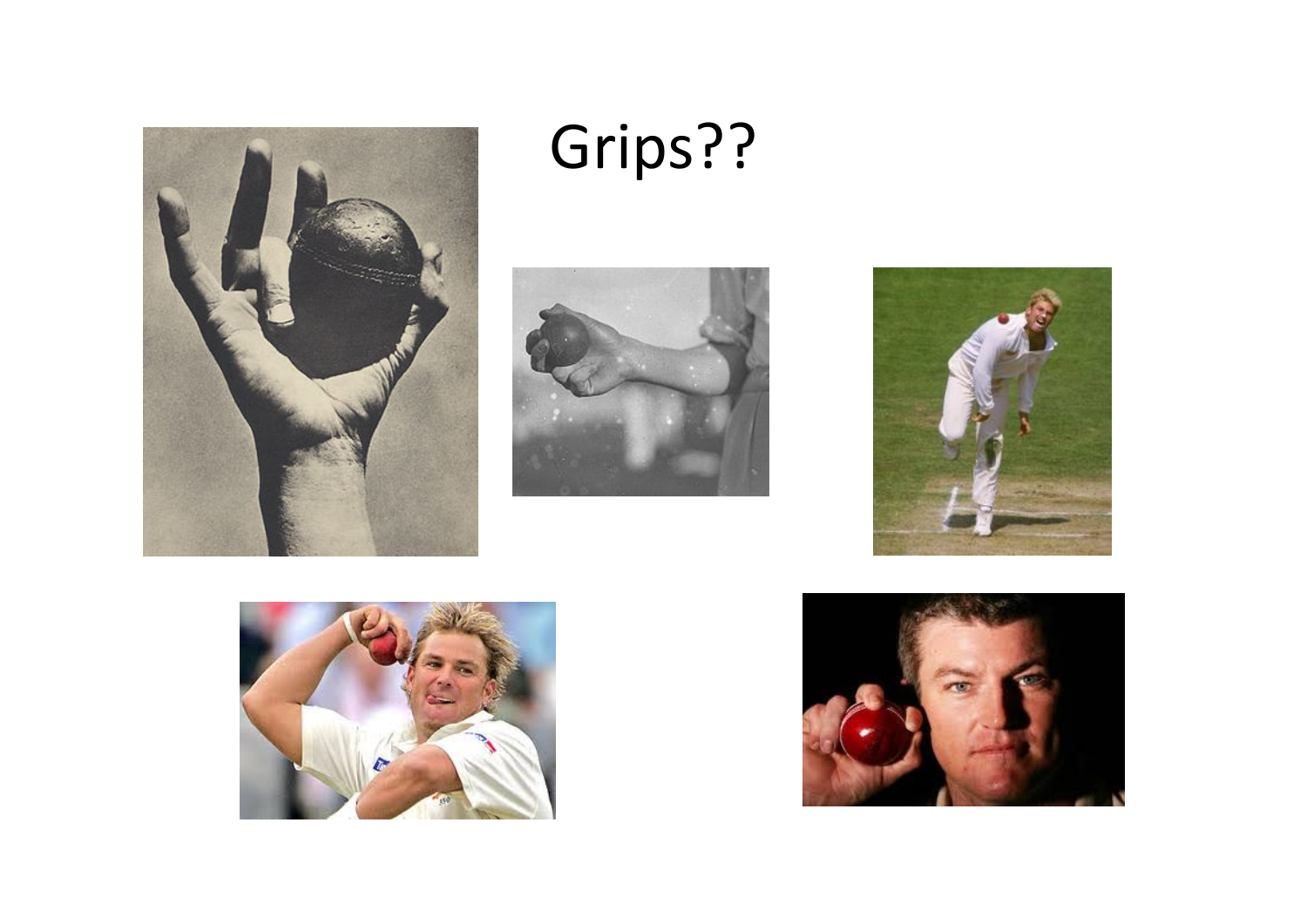# Grips??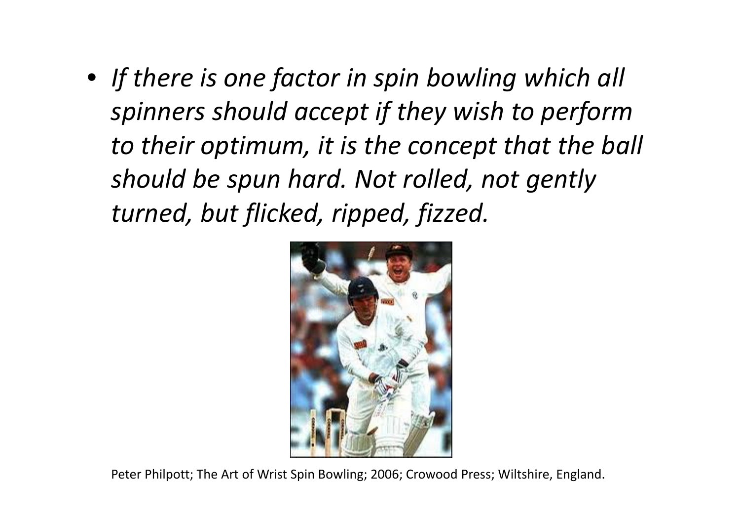- *If there is one factor in spin bowling which all spinners should accept if they wish to perform to their optimum, it is the concept that the ball should be spun hard. Not rolled, not gently turned, but flicked, ripped, fizzed.*

Peter Philpott; The Art of Wrist Spin Bowling; 2006; Crowood Press; Wiltshire, England.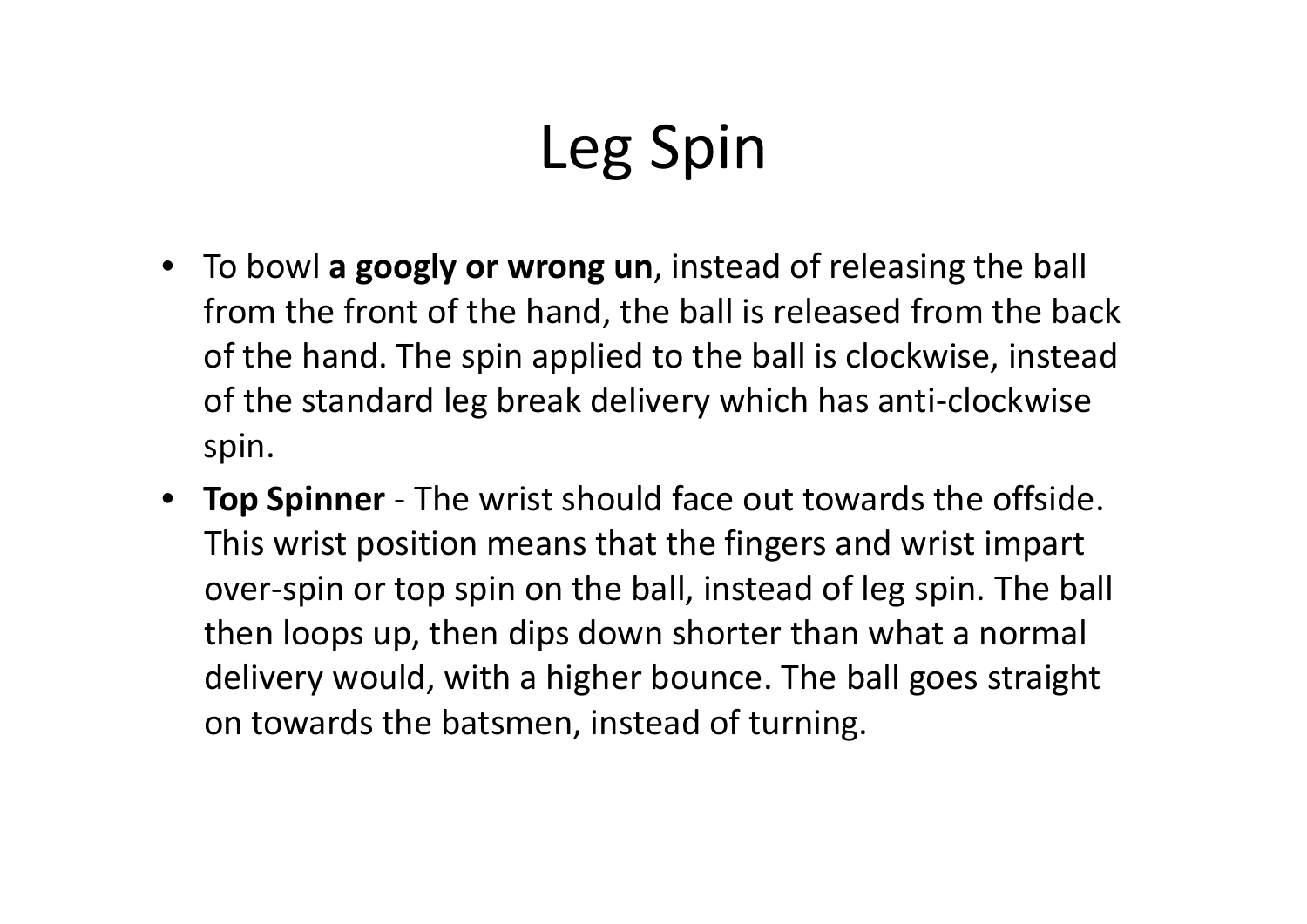# Leg Spin

- To bowl **a googly or wrong un**, instead of releasing the ball from the front of the hand, the ball is released from the back of the hand. The spin applied to the ball is clockwise, instead of the standard leg break delivery which has anti-clockwise spin.
- **Top Spinner** - The wrist should face out towards the offside. This wrist position means that the fingers and wrist impart over-spin or top spin on the ball, instead of leg spin. The ball then loops up, then dips down shorter than what a normal delivery would, with a higher bounce. The ball goes straight on towards the batsmen, instead of turning.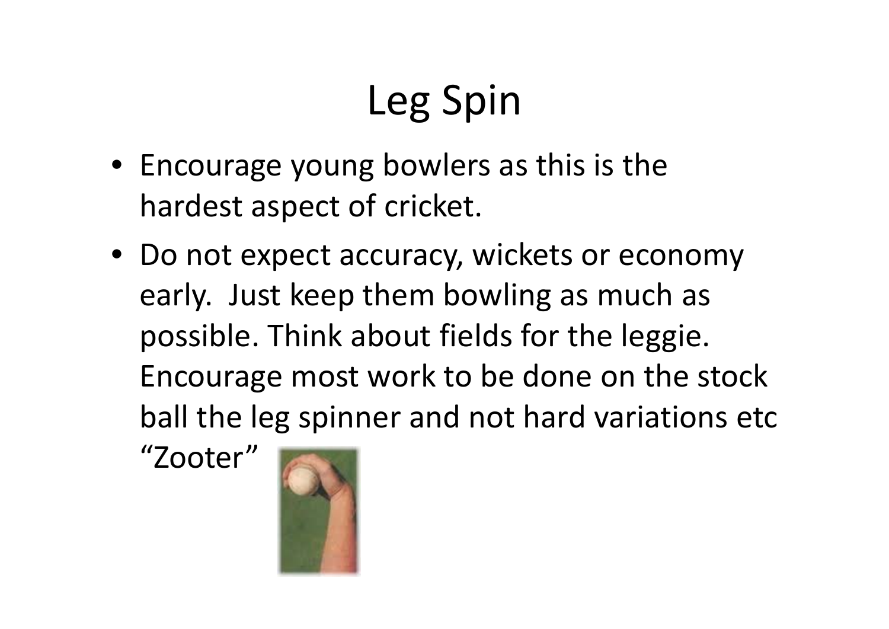# Leg Spin

- Encourage young bowlers as this is the hardest aspect of cricket.
- Do not expect accuracy, wickets or economy early. Just keep them bowling as much as possible. Think about fields for the leggie. Encourage most work to be done on the stock ball the leg spinner and not hard variations etc "Zooter"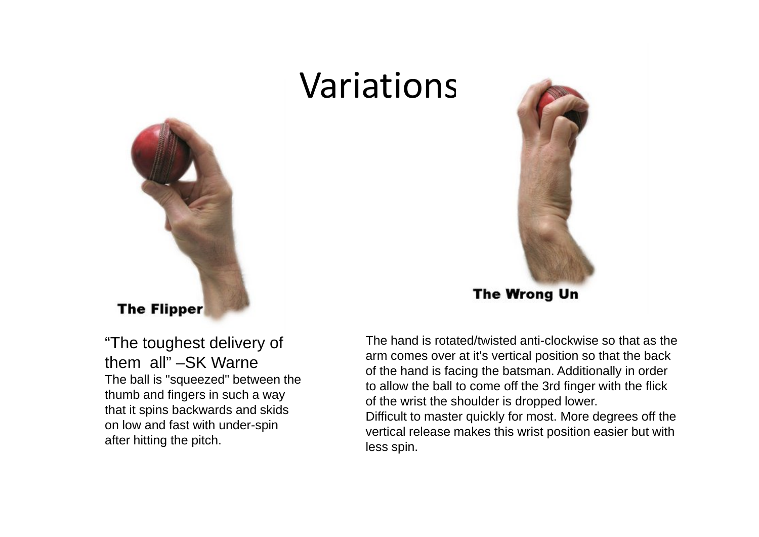# Variations

The Flipper

"The toughest delivery of them all" –SK Warne

The ball is "squeezed" between the thumb and fingers in such a way that it spins backwards and skids on low and fast with under-spin after hitting the pitch.

The Wrong Un

The hand is rotated/twisted anti-clockwise so that as the arm comes over at it's vertical position so that the back of the hand is facing the batsman. Additionally in order to allow the ball to come off the 3rd finger with the flick of the wrist the shoulder is dropped lower.

Difficult to master quickly for most. More degrees off the vertical release makes this wrist position easier but with less spin.